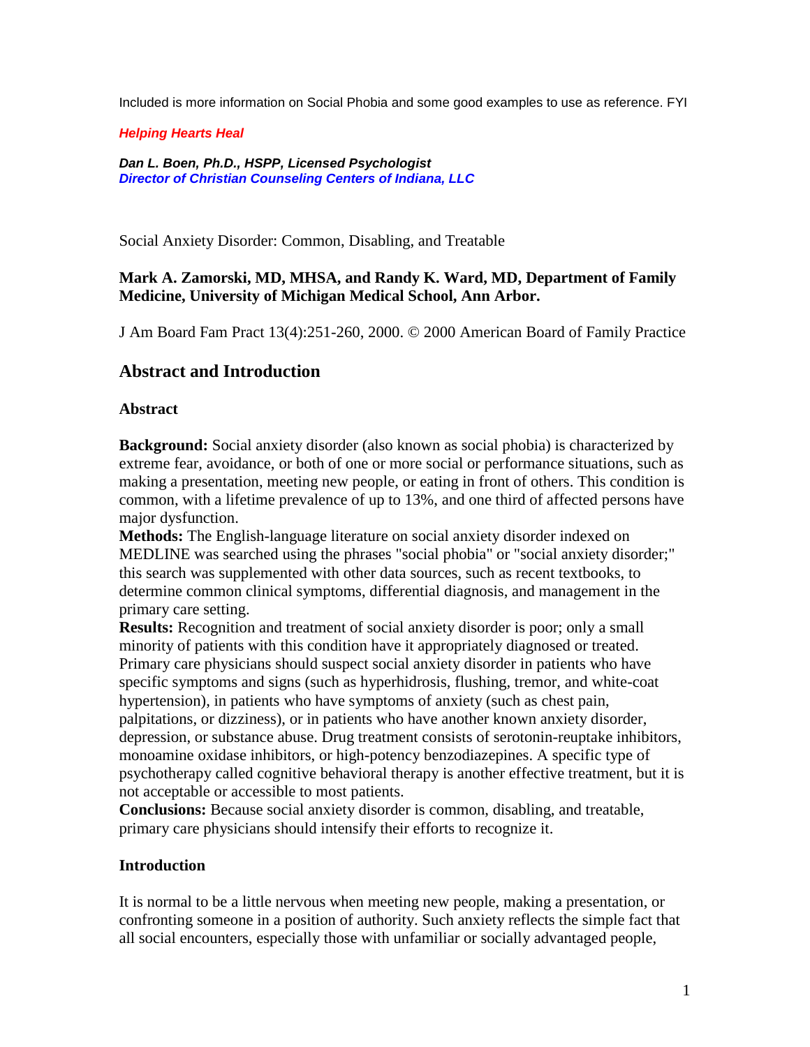Included is more information on Social Phobia and some good examples to use as reference. FYI

***Helping Hearts Heal***

***Dan L. Boen, Ph.D., HSPP, Licensed Psychologist***
***Director of Christian Counseling Centers of Indiana, LLC***

Social Anxiety Disorder: Common, Disabling, and Treatable

**Mark A. Zamorski, MD, MHSA, and Randy K. Ward, MD, Department of Family Medicine, University of Michigan Medical School, Ann Arbor.**

J Am Board Fam Pract 13(4):251-260, 2000. © 2000 American Board of Family Practice

## Abstract and Introduction

### Abstract

**Background:** Social anxiety disorder (also known as social phobia) is characterized by extreme fear, avoidance, or both of one or more social or performance situations, such as making a presentation, meeting new people, or eating in front of others. This condition is common, with a lifetime prevalence of up to 13%, and one third of affected persons have major dysfunction.
**Methods:** The English-language literature on social anxiety disorder indexed on MEDLINE was searched using the phrases "social phobia" or "social anxiety disorder;" this search was supplemented with other data sources, such as recent textbooks, to determine common clinical symptoms, differential diagnosis, and management in the primary care setting.
**Results:** Recognition and treatment of social anxiety disorder is poor; only a small minority of patients with this condition have it appropriately diagnosed or treated. Primary care physicians should suspect social anxiety disorder in patients who have specific symptoms and signs (such as hyperhidrosis, flushing, tremor, and white-coat hypertension), in patients who have symptoms of anxiety (such as chest pain, palpitations, or dizziness), or in patients who have another known anxiety disorder, depression, or substance abuse. Drug treatment consists of serotonin-reuptake inhibitors, monoamine oxidase inhibitors, or high-potency benzodiazepines. A specific type of psychotherapy called cognitive behavioral therapy is another effective treatment, but it is not acceptable or accessible to most patients.
**Conclusions:** Because social anxiety disorder is common, disabling, and treatable, primary care physicians should intensify their efforts to recognize it.

### Introduction

It is normal to be a little nervous when meeting new people, making a presentation, or confronting someone in a position of authority. Such anxiety reflects the simple fact that all social encounters, especially those with unfamiliar or socially advantaged people,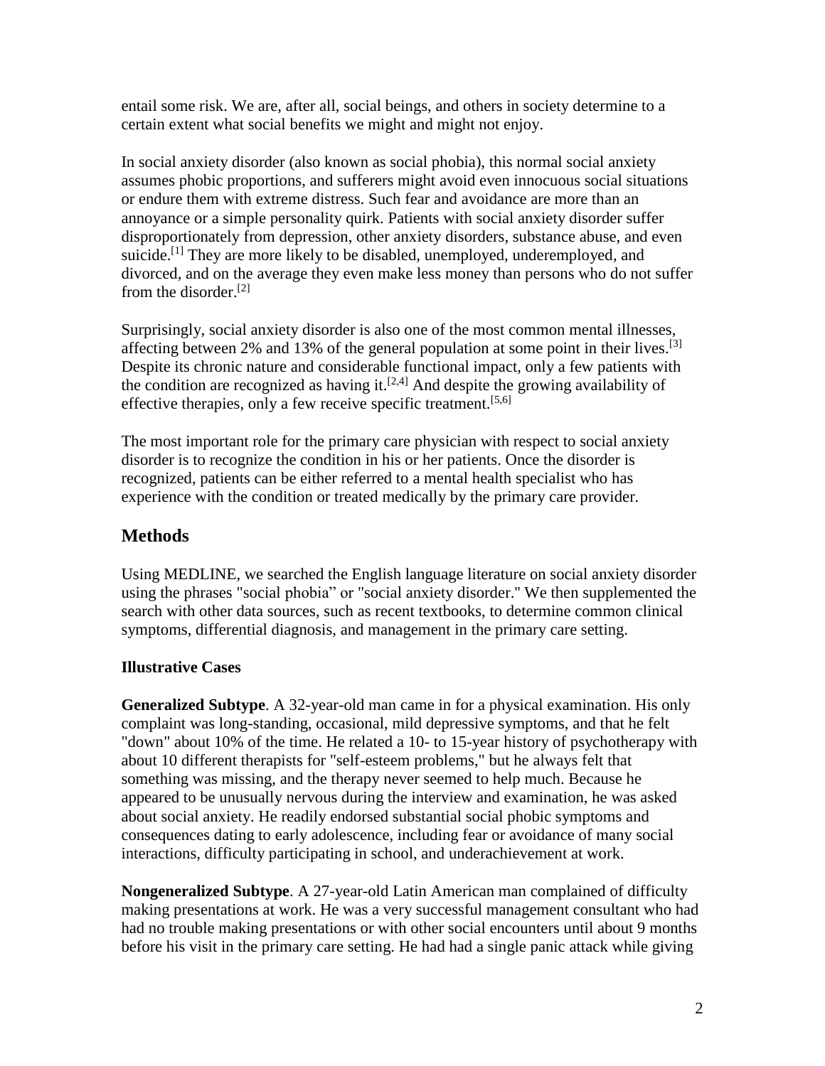entail some risk. We are, after all, social beings, and others in society determine to a certain extent what social benefits we might and might not enjoy.

In social anxiety disorder (also known as social phobia), this normal social anxiety assumes phobic proportions, and sufferers might avoid even innocuous social situations or endure them with extreme distress. Such fear and avoidance are more than an annoyance or a simple personality quirk. Patients with social anxiety disorder suffer disproportionately from depression, other anxiety disorders, substance abuse, and even suicide.[1] They are more likely to be disabled, unemployed, underemployed, and divorced, and on the average they even make less money than persons who do not suffer from the disorder.[2]

Surprisingly, social anxiety disorder is also one of the most common mental illnesses, affecting between 2% and 13% of the general population at some point in their lives.[3] Despite its chronic nature and considerable functional impact, only a few patients with the condition are recognized as having it.[2,4] And despite the growing availability of effective therapies, only a few receive specific treatment.[5,6]

The most important role for the primary care physician with respect to social anxiety disorder is to recognize the condition in his or her patients. Once the disorder is recognized, patients can be either referred to a mental health specialist who has experience with the condition or treated medically by the primary care provider.

## Methods

Using MEDLINE, we searched the English language literature on social anxiety disorder using the phrases "social phobia" or "social anxiety disorder." We then supplemented the search with other data sources, such as recent textbooks, to determine common clinical symptoms, differential diagnosis, and management in the primary care setting.

### Illustrative Cases

**Generalized Subtype**. A 32-year-old man came in for a physical examination. His only complaint was long-standing, occasional, mild depressive symptoms, and that he felt "down" about 10% of the time. He related a 10- to 15-year history of psychotherapy with about 10 different therapists for "self-esteem problems," but he always felt that something was missing, and the therapy never seemed to help much. Because he appeared to be unusually nervous during the interview and examination, he was asked about social anxiety. He readily endorsed substantial social phobic symptoms and consequences dating to early adolescence, including fear or avoidance of many social interactions, difficulty participating in school, and underachievement at work.

**Nongeneralized Subtype**. A 27-year-old Latin American man complained of difficulty making presentations at work. He was a very successful management consultant who had had no trouble making presentations or with other social encounters until about 9 months before his visit in the primary care setting. He had had a single panic attack while giving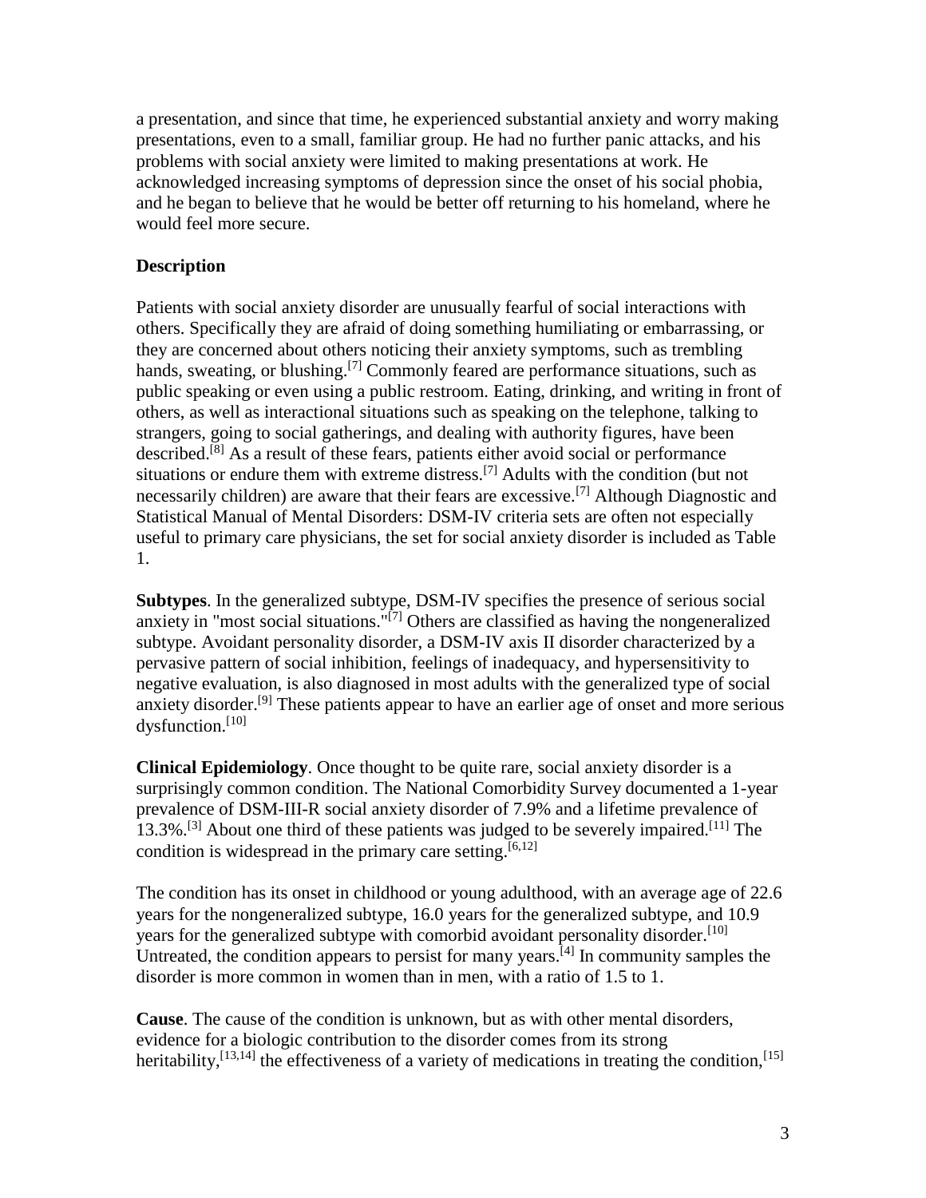a presentation, and since that time, he experienced substantial anxiety and worry making presentations, even to a small, familiar group. He had no further panic attacks, and his problems with social anxiety were limited to making presentations at work. He acknowledged increasing symptoms of depression since the onset of his social phobia, and he began to believe that he would be better off returning to his homeland, where he would feel more secure.

**Description**

Patients with social anxiety disorder are unusually fearful of social interactions with others. Specifically they are afraid of doing something humiliating or embarrassing, or they are concerned about others noticing their anxiety symptoms, such as trembling hands, sweating, or blushing.[7] Commonly feared are performance situations, such as public speaking or even using a public restroom. Eating, drinking, and writing in front of others, as well as interactional situations such as speaking on the telephone, talking to strangers, going to social gatherings, and dealing with authority figures, have been described.[8] As a result of these fears, patients either avoid social or performance situations or endure them with extreme distress.[7] Adults with the condition (but not necessarily children) are aware that their fears are excessive.[7] Although Diagnostic and Statistical Manual of Mental Disorders: DSM-IV criteria sets are often not especially useful to primary care physicians, the set for social anxiety disorder is included as Table 1.

**Subtypes**. In the generalized subtype, DSM-IV specifies the presence of serious social anxiety in "most social situations."[7] Others are classified as having the nongeneralized subtype. Avoidant personality disorder, a DSM-IV axis II disorder characterized by a pervasive pattern of social inhibition, feelings of inadequacy, and hypersensitivity to negative evaluation, is also diagnosed in most adults with the generalized type of social anxiety disorder.[9] These patients appear to have an earlier age of onset and more serious dysfunction.[10]

**Clinical Epidemiology**. Once thought to be quite rare, social anxiety disorder is a surprisingly common condition. The National Comorbidity Survey documented a 1-year prevalence of DSM-III-R social anxiety disorder of 7.9% and a lifetime prevalence of 13.3%.[3] About one third of these patients was judged to be severely impaired.[11] The condition is widespread in the primary care setting.[6,12]

The condition has its onset in childhood or young adulthood, with an average age of 22.6 years for the nongeneralized subtype, 16.0 years for the generalized subtype, and 10.9 years for the generalized subtype with comorbid avoidant personality disorder.[10] Untreated, the condition appears to persist for many years.[4] In community samples the disorder is more common in women than in men, with a ratio of 1.5 to 1.

**Cause**. The cause of the condition is unknown, but as with other mental disorders, evidence for a biologic contribution to the disorder comes from its strong heritability,[13,14] the effectiveness of a variety of medications in treating the condition,[15]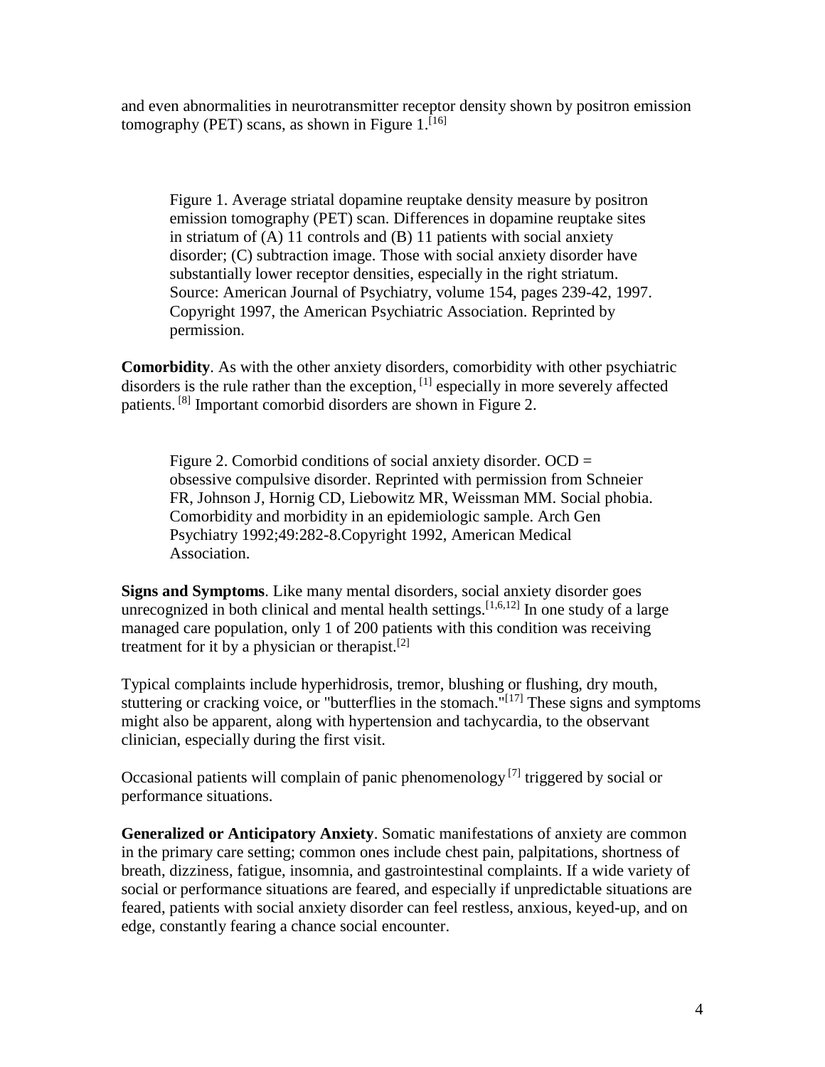and even abnormalities in neurotransmitter receptor density shown by positron emission tomography (PET) scans, as shown in Figure 1.[16]

Figure 1. Average striatal dopamine reuptake density measure by positron emission tomography (PET) scan. Differences in dopamine reuptake sites in striatum of (A) 11 controls and (B) 11 patients with social anxiety disorder; (C) subtraction image. Those with social anxiety disorder have substantially lower receptor densities, especially in the right striatum. Source: American Journal of Psychiatry, volume 154, pages 239-42, 1997. Copyright 1997, the American Psychiatric Association. Reprinted by permission.

**Comorbidity**. As with the other anxiety disorders, comorbidity with other psychiatric disorders is the rule rather than the exception, [1] especially in more severely affected patients. [8] Important comorbid disorders are shown in Figure 2.

Figure 2. Comorbid conditions of social anxiety disorder. OCD = obsessive compulsive disorder. Reprinted with permission from Schneier FR, Johnson J, Hornig CD, Liebowitz MR, Weissman MM. Social phobia. Comorbidity and morbidity in an epidemiologic sample. Arch Gen Psychiatry 1992;49:282-8.Copyright 1992, American Medical Association.

**Signs and Symptoms**. Like many mental disorders, social anxiety disorder goes unrecognized in both clinical and mental health settings.[1,6,12] In one study of a large managed care population, only 1 of 200 patients with this condition was receiving treatment for it by a physician or therapist.[2]

Typical complaints include hyperhidrosis, tremor, blushing or flushing, dry mouth, stuttering or cracking voice, or "butterflies in the stomach."[17] These signs and symptoms might also be apparent, along with hypertension and tachycardia, to the observant clinician, especially during the first visit.

Occasional patients will complain of panic phenomenology [7] triggered by social or performance situations.

**Generalized or Anticipatory Anxiety**. Somatic manifestations of anxiety are common in the primary care setting; common ones include chest pain, palpitations, shortness of breath, dizziness, fatigue, insomnia, and gastrointestinal complaints. If a wide variety of social or performance situations are feared, and especially if unpredictable situations are feared, patients with social anxiety disorder can feel restless, anxious, keyed-up, and on edge, constantly fearing a chance social encounter.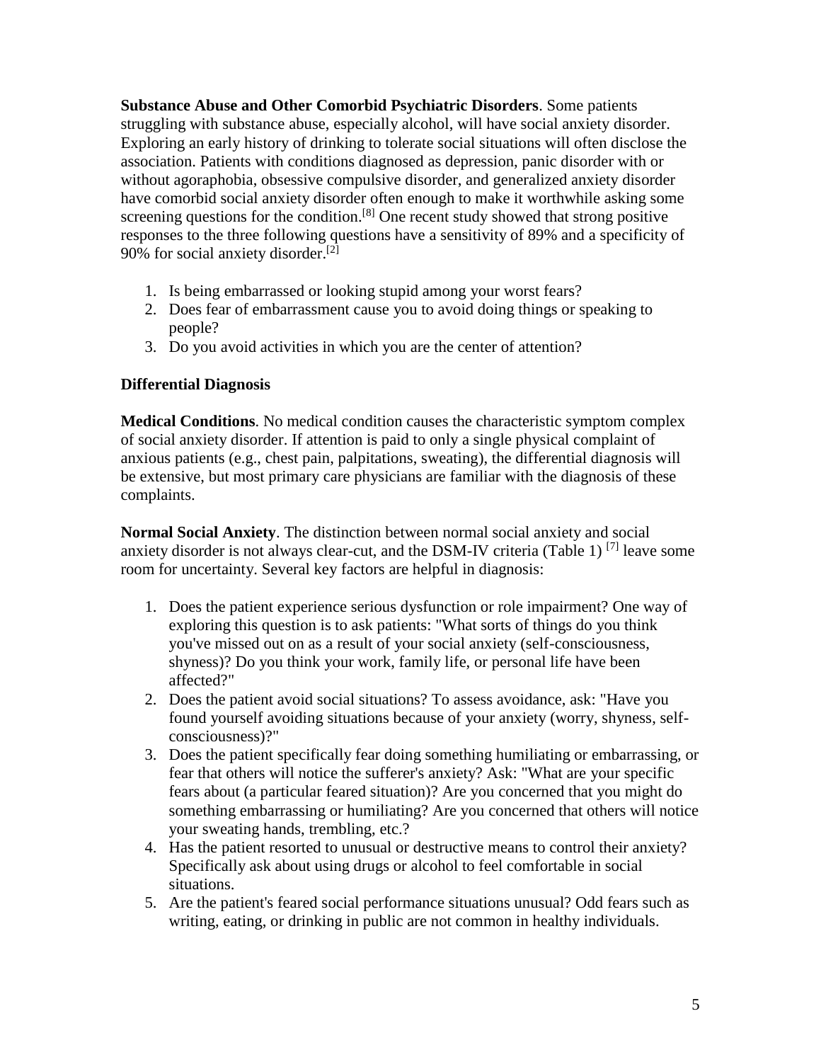**Substance Abuse and Other Comorbid Psychiatric Disorders**. Some patients struggling with substance abuse, especially alcohol, will have social anxiety disorder. Exploring an early history of drinking to tolerate social situations will often disclose the association. Patients with conditions diagnosed as depression, panic disorder with or without agoraphobia, obsessive compulsive disorder, and generalized anxiety disorder have comorbid social anxiety disorder often enough to make it worthwhile asking some screening questions for the condition.[8] One recent study showed that strong positive responses to the three following questions have a sensitivity of 89% and a specificity of 90% for social anxiety disorder.[2]

1. Is being embarrassed or looking stupid among your worst fears?
2. Does fear of embarrassment cause you to avoid doing things or speaking to people?
3. Do you avoid activities in which you are the center of attention?

**Differential Diagnosis**

**Medical Conditions**. No medical condition causes the characteristic symptom complex of social anxiety disorder. If attention is paid to only a single physical complaint of anxious patients (e.g., chest pain, palpitations, sweating), the differential diagnosis will be extensive, but most primary care physicians are familiar with the diagnosis of these complaints.

**Normal Social Anxiety**. The distinction between normal social anxiety and social anxiety disorder is not always clear-cut, and the DSM-IV criteria (Table 1) [7] leave some room for uncertainty. Several key factors are helpful in diagnosis:

1. Does the patient experience serious dysfunction or role impairment? One way of exploring this question is to ask patients: "What sorts of things do you think you've missed out on as a result of your social anxiety (self-consciousness, shyness)? Do you think your work, family life, or personal life have been affected?"
2. Does the patient avoid social situations? To assess avoidance, ask: "Have you found yourself avoiding situations because of your anxiety (worry, shyness, self-consciousness)?"
3. Does the patient specifically fear doing something humiliating or embarrassing, or fear that others will notice the sufferer's anxiety? Ask: "What are your specific fears about (a particular feared situation)? Are you concerned that you might do something embarrassing or humiliating? Are you concerned that others will notice your sweating hands, trembling, etc.?
4. Has the patient resorted to unusual or destructive means to control their anxiety? Specifically ask about using drugs or alcohol to feel comfortable in social situations.
5. Are the patient's feared social performance situations unusual? Odd fears such as writing, eating, or drinking in public are not common in healthy individuals.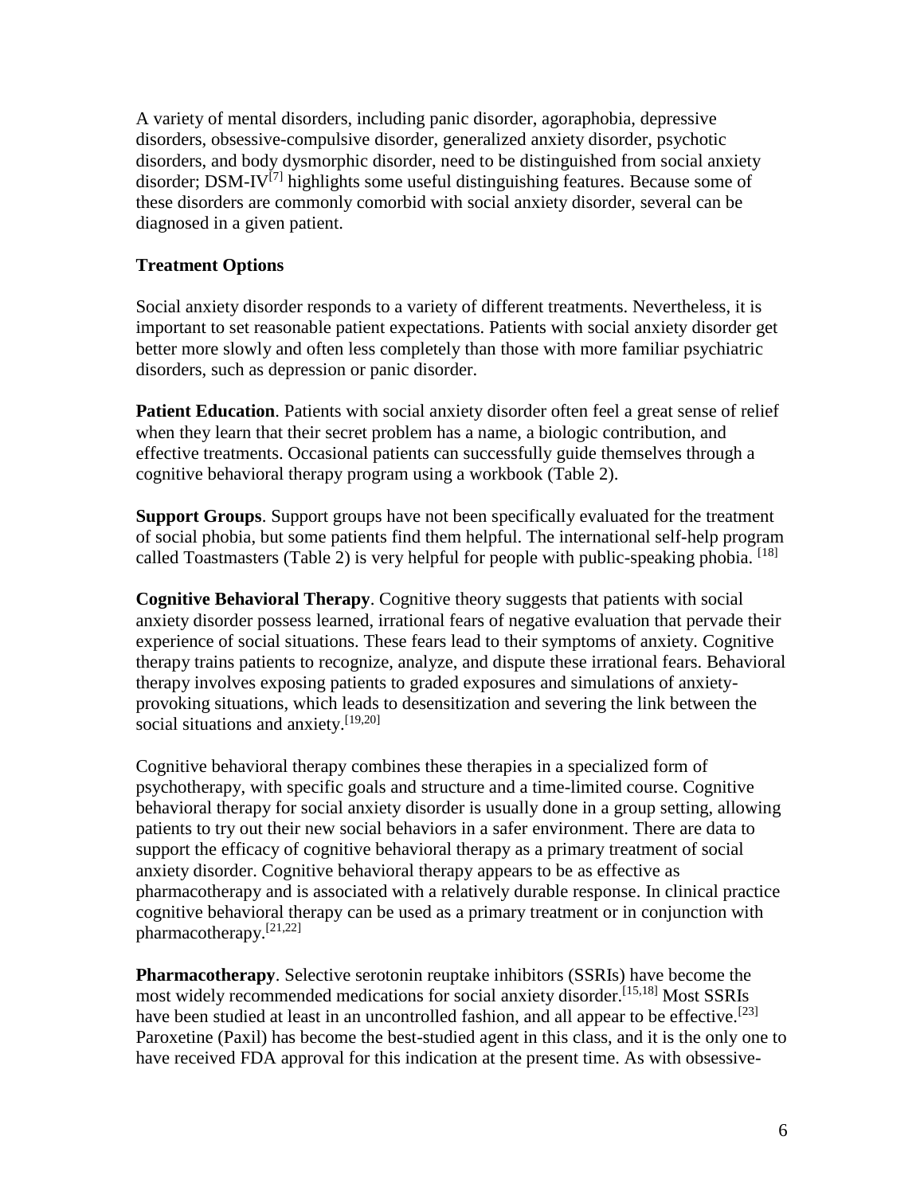A variety of mental disorders, including panic disorder, agoraphobia, depressive disorders, obsessive-compulsive disorder, generalized anxiety disorder, psychotic disorders, and body dysmorphic disorder, need to be distinguished from social anxiety disorder; DSM-IV[7] highlights some useful distinguishing features. Because some of these disorders are commonly comorbid with social anxiety disorder, several can be diagnosed in a given patient.

**Treatment Options**

Social anxiety disorder responds to a variety of different treatments. Nevertheless, it is important to set reasonable patient expectations. Patients with social anxiety disorder get better more slowly and often less completely than those with more familiar psychiatric disorders, such as depression or panic disorder.

**Patient Education**. Patients with social anxiety disorder often feel a great sense of relief when they learn that their secret problem has a name, a biologic contribution, and effective treatments. Occasional patients can successfully guide themselves through a cognitive behavioral therapy program using a workbook (Table 2).

**Support Groups**. Support groups have not been specifically evaluated for the treatment of social phobia, but some patients find them helpful. The international self-help program called Toastmasters (Table 2) is very helpful for people with public-speaking phobia. [18]

**Cognitive Behavioral Therapy**. Cognitive theory suggests that patients with social anxiety disorder possess learned, irrational fears of negative evaluation that pervade their experience of social situations. These fears lead to their symptoms of anxiety. Cognitive therapy trains patients to recognize, analyze, and dispute these irrational fears. Behavioral therapy involves exposing patients to graded exposures and simulations of anxiety-provoking situations, which leads to desensitization and severing the link between the social situations and anxiety.[19,20]

Cognitive behavioral therapy combines these therapies in a specialized form of psychotherapy, with specific goals and structure and a time-limited course. Cognitive behavioral therapy for social anxiety disorder is usually done in a group setting, allowing patients to try out their new social behaviors in a safer environment. There are data to support the efficacy of cognitive behavioral therapy as a primary treatment of social anxiety disorder. Cognitive behavioral therapy appears to be as effective as pharmacotherapy and is associated with a relatively durable response. In clinical practice cognitive behavioral therapy can be used as a primary treatment or in conjunction with pharmacotherapy.[21,22]

**Pharmacotherapy**. Selective serotonin reuptake inhibitors (SSRIs) have become the most widely recommended medications for social anxiety disorder.[15,18] Most SSRIs have been studied at least in an uncontrolled fashion, and all appear to be effective.[23] Paroxetine (Paxil) has become the best-studied agent in this class, and it is the only one to have received FDA approval for this indication at the present time. As with obsessive-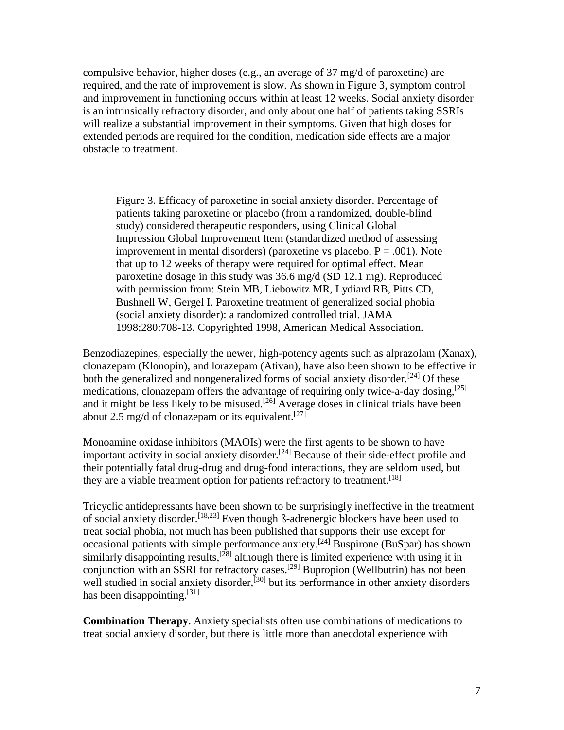compulsive behavior, higher doses (e.g., an average of 37 mg/d of paroxetine) are required, and the rate of improvement is slow. As shown in Figure 3, symptom control and improvement in functioning occurs within at least 12 weeks. Social anxiety disorder is an intrinsically refractory disorder, and only about one half of patients taking SSRIs will realize a substantial improvement in their symptoms. Given that high doses for extended periods are required for the condition, medication side effects are a major obstacle to treatment.

Figure 3. Efficacy of paroxetine in social anxiety disorder. Percentage of patients taking paroxetine or placebo (from a randomized, double-blind study) considered therapeutic responders, using Clinical Global Impression Global Improvement Item (standardized method of assessing improvement in mental disorders) (paroxetine vs placebo, $P = .001$). Note that up to 12 weeks of therapy were required for optimal effect. Mean paroxetine dosage in this study was 36.6 mg/d (SD 12.1 mg). Reproduced with permission from: Stein MB, Liebowitz MR, Lydiard RB, Pitts CD, Bushnell W, Gergel I. Paroxetine treatment of generalized social phobia (social anxiety disorder): a randomized controlled trial. JAMA 1998;280:708-13. Copyrighted 1998, American Medical Association.

Benzodiazepines, especially the newer, high-potency agents such as alprazolam (Xanax), clonazepam (Klonopin), and lorazepam (Ativan), have also been shown to be effective in both the generalized and nongeneralized forms of social anxiety disorder.[24] Of these medications, clonazepam offers the advantage of requiring only twice-a-day dosing,[25] and it might be less likely to be misused.[26] Average doses in clinical trials have been about 2.5 mg/d of clonazepam or its equivalent.[27]

Monoamine oxidase inhibitors (MAOIs) were the first agents to be shown to have important activity in social anxiety disorder.[24] Because of their side-effect profile and their potentially fatal drug-drug and drug-food interactions, they are seldom used, but they are a viable treatment option for patients refractory to treatment.[18]

Tricyclic antidepressants have been shown to be surprisingly ineffective in the treatment of social anxiety disorder.[18,23] Even though ß-adrenergic blockers have been used to treat social phobia, not much has been published that supports their use except for occasional patients with simple performance anxiety.[24] Buspirone (BuSpar) has shown similarly disappointing results,[28] although there is limited experience with using it in conjunction with an SSRI for refractory cases.[29] Bupropion (Wellbutrin) has not been well studied in social anxiety disorder,[30] but its performance in other anxiety disorders has been disappointing.[31]

**Combination Therapy**. Anxiety specialists often use combinations of medications to treat social anxiety disorder, but there is little more than anecdotal experience with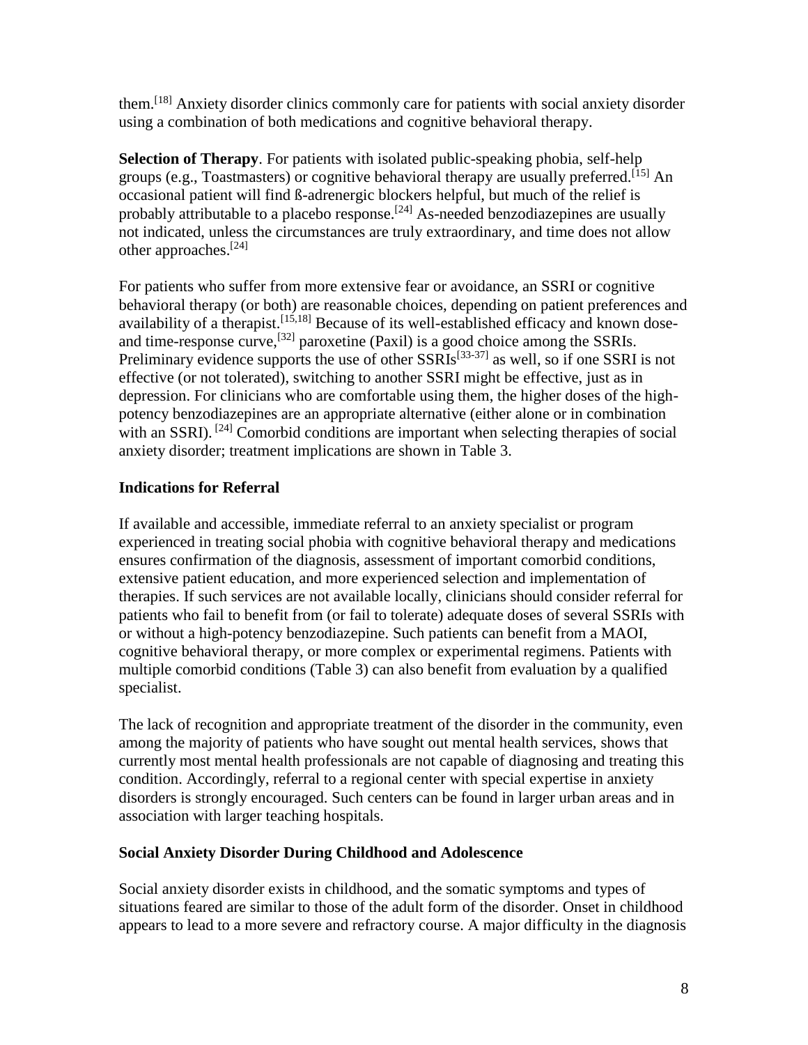them.[18] Anxiety disorder clinics commonly care for patients with social anxiety disorder using a combination of both medications and cognitive behavioral therapy.

**Selection of Therapy**. For patients with isolated public-speaking phobia, self-help groups (e.g., Toastmasters) or cognitive behavioral therapy are usually preferred.[15] An occasional patient will find ß-adrenergic blockers helpful, but much of the relief is probably attributable to a placebo response.[24] As-needed benzodiazepines are usually not indicated, unless the circumstances are truly extraordinary, and time does not allow other approaches.[24]

For patients who suffer from more extensive fear or avoidance, an SSRI or cognitive behavioral therapy (or both) are reasonable choices, depending on patient preferences and availability of a therapist.[15,18] Because of its well-established efficacy and known dose- and time-response curve,[32] paroxetine (Paxil) is a good choice among the SSRIs. Preliminary evidence supports the use of other SSRIs[33-37] as well, so if one SSRI is not effective (or not tolerated), switching to another SSRI might be effective, just as in depression. For clinicians who are comfortable using them, the higher doses of the high-potency benzodiazepines are an appropriate alternative (either alone or in combination with an SSRI). [24] Comorbid conditions are important when selecting therapies of social anxiety disorder; treatment implications are shown in Table 3.

### Indications for Referral

If available and accessible, immediate referral to an anxiety specialist or program experienced in treating social phobia with cognitive behavioral therapy and medications ensures confirmation of the diagnosis, assessment of important comorbid conditions, extensive patient education, and more experienced selection and implementation of therapies. If such services are not available locally, clinicians should consider referral for patients who fail to benefit from (or fail to tolerate) adequate doses of several SSRIs with or without a high-potency benzodiazepine. Such patients can benefit from a MAOI, cognitive behavioral therapy, or more complex or experimental regimens. Patients with multiple comorbid conditions (Table 3) can also benefit from evaluation by a qualified specialist.

The lack of recognition and appropriate treatment of the disorder in the community, even among the majority of patients who have sought out mental health services, shows that currently most mental health professionals are not capable of diagnosing and treating this condition. Accordingly, referral to a regional center with special expertise in anxiety disorders is strongly encouraged. Such centers can be found in larger urban areas and in association with larger teaching hospitals.

### Social Anxiety Disorder During Childhood and Adolescence

Social anxiety disorder exists in childhood, and the somatic symptoms and types of situations feared are similar to those of the adult form of the disorder. Onset in childhood appears to lead to a more severe and refractory course. A major difficulty in the diagnosis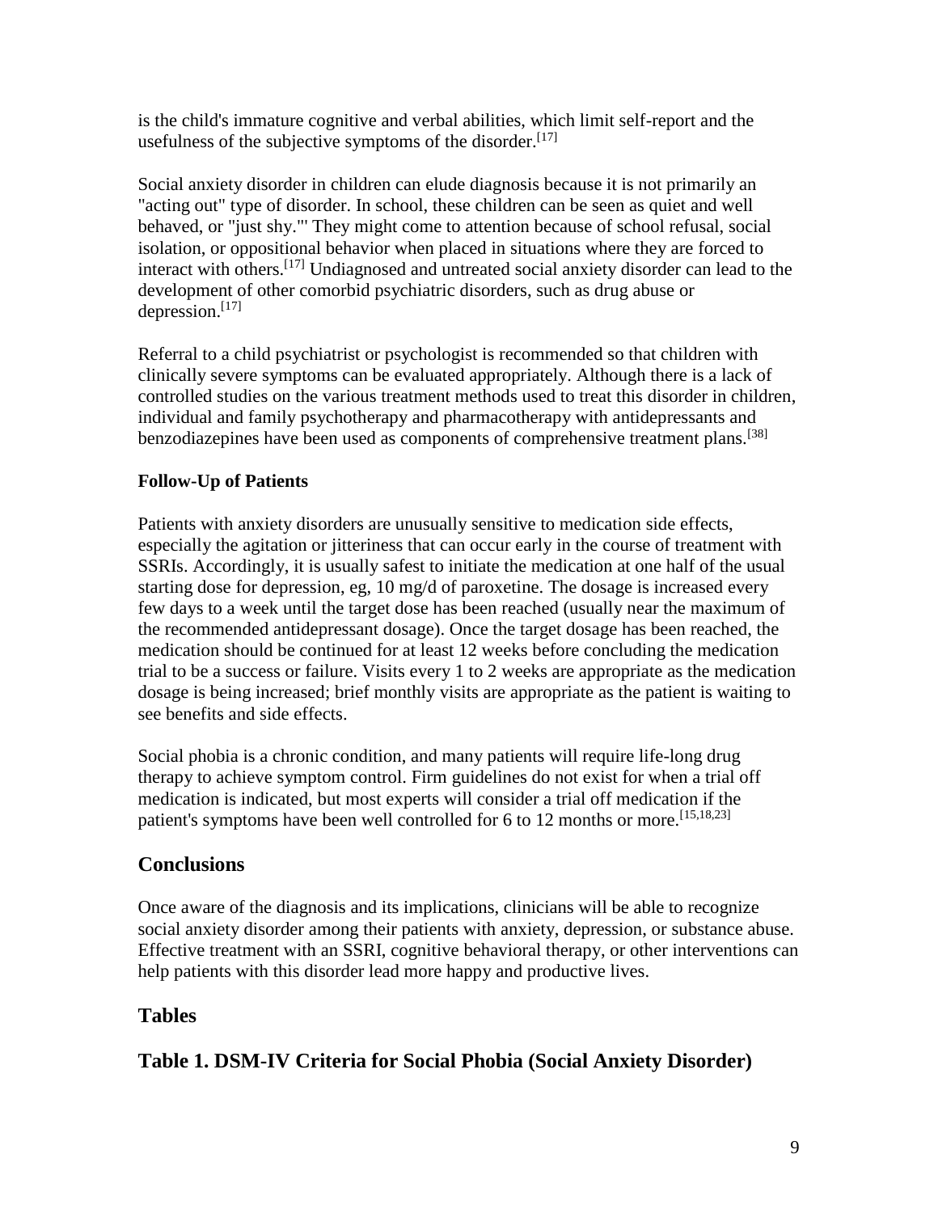is the child's immature cognitive and verbal abilities, which limit self-report and the usefulness of the subjective symptoms of the disorder.[17]

Social anxiety disorder in children can elude diagnosis because it is not primarily an "acting out" type of disorder. In school, these children can be seen as quiet and well behaved, or "just shy."' They might come to attention because of school refusal, social isolation, or oppositional behavior when placed in situations where they are forced to interact with others.[17] Undiagnosed and untreated social anxiety disorder can lead to the development of other comorbid psychiatric disorders, such as drug abuse or depression.[17]

Referral to a child psychiatrist or psychologist is recommended so that children with clinically severe symptoms can be evaluated appropriately. Although there is a lack of controlled studies on the various treatment methods used to treat this disorder in children, individual and family psychotherapy and pharmacotherapy with antidepressants and benzodiazepines have been used as components of comprehensive treatment plans.[38]

**Follow-Up of Patients**

Patients with anxiety disorders are unusually sensitive to medication side effects, especially the agitation or jitteriness that can occur early in the course of treatment with SSRIs. Accordingly, it is usually safest to initiate the medication at one half of the usual starting dose for depression, eg, 10 mg/d of paroxetine. The dosage is increased every few days to a week until the target dose has been reached (usually near the maximum of the recommended antidepressant dosage). Once the target dosage has been reached, the medication should be continued for at least 12 weeks before concluding the medication trial to be a success or failure. Visits every 1 to 2 weeks are appropriate as the medication dosage is being increased; brief monthly visits are appropriate as the patient is waiting to see benefits and side effects.

Social phobia is a chronic condition, and many patients will require life-long drug therapy to achieve symptom control. Firm guidelines do not exist for when a trial off medication is indicated, but most experts will consider a trial off medication if the patient's symptoms have been well controlled for 6 to 12 months or more.[15,18,23]

## Conclusions

Once aware of the diagnosis and its implications, clinicians will be able to recognize social anxiety disorder among their patients with anxiety, depression, or substance abuse. Effective treatment with an SSRI, cognitive behavioral therapy, or other interventions can help patients with this disorder lead more happy and productive lives.

## Tables

## Table 1. DSM-IV Criteria for Social Phobia (Social Anxiety Disorder)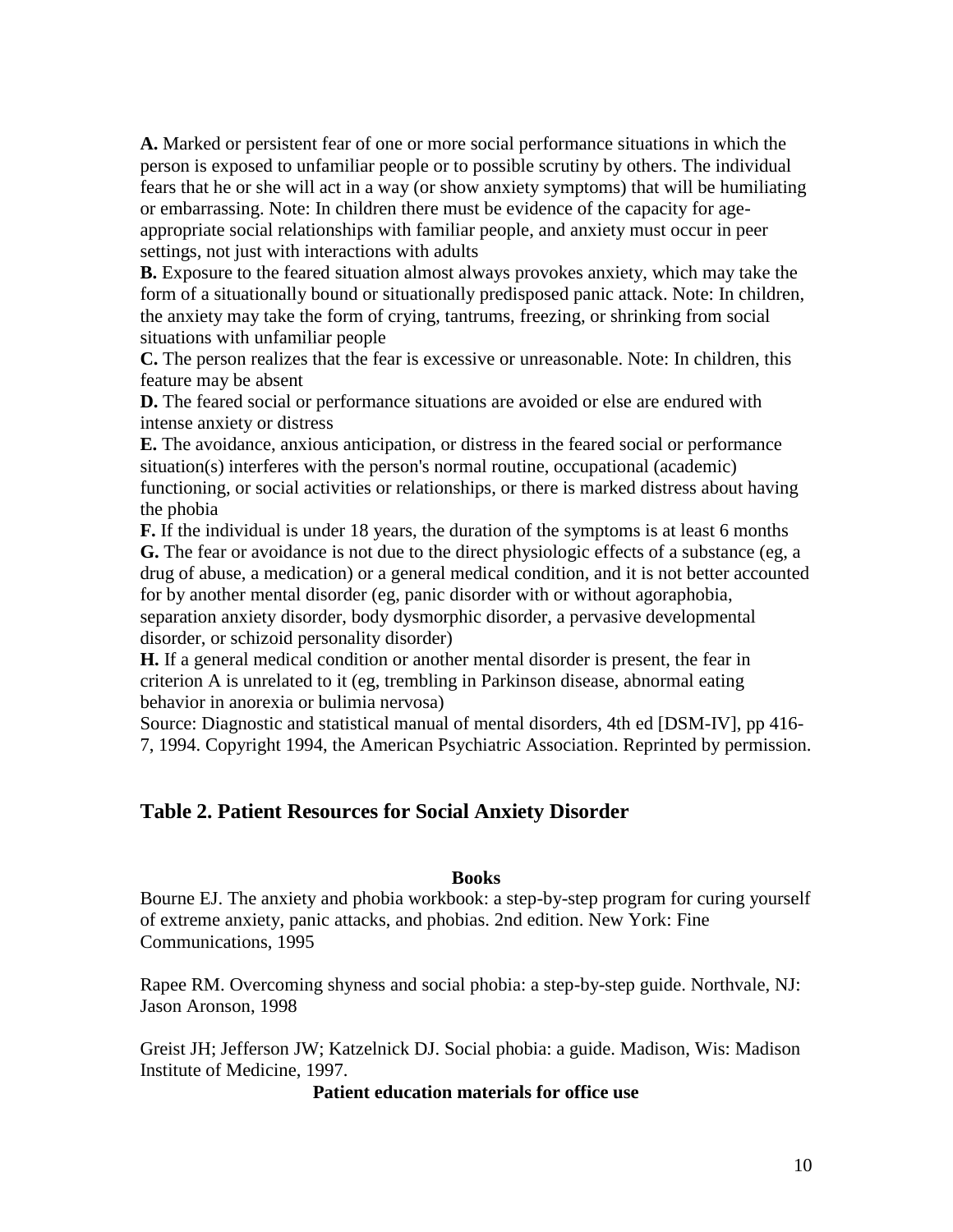**A.** Marked or persistent fear of one or more social performance situations in which the person is exposed to unfamiliar people or to possible scrutiny by others. The individual fears that he or she will act in a way (or show anxiety symptoms) that will be humiliating or embarrassing. Note: In children there must be evidence of the capacity for age-appropriate social relationships with familiar people, and anxiety must occur in peer settings, not just with interactions with adults

**B.** Exposure to the feared situation almost always provokes anxiety, which may take the form of a situationally bound or situationally predisposed panic attack. Note: In children, the anxiety may take the form of crying, tantrums, freezing, or shrinking from social situations with unfamiliar people

**C.** The person realizes that the fear is excessive or unreasonable. Note: In children, this feature may be absent

**D.** The feared social or performance situations are avoided or else are endured with intense anxiety or distress

**E.** The avoidance, anxious anticipation, or distress in the feared social or performance situation(s) interferes with the person's normal routine, occupational (academic) functioning, or social activities or relationships, or there is marked distress about having the phobia

**F.** If the individual is under 18 years, the duration of the symptoms is at least 6 months

**G.** The fear or avoidance is not due to the direct physiologic effects of a substance (eg, a drug of abuse, a medication) or a general medical condition, and it is not better accounted for by another mental disorder (eg, panic disorder with or without agoraphobia, separation anxiety disorder, body dysmorphic disorder, a pervasive developmental disorder, or schizoid personality disorder)

**H.** If a general medical condition or another mental disorder is present, the fear in criterion A is unrelated to it (eg, trembling in Parkinson disease, abnormal eating behavior in anorexia or bulimia nervosa)

Source: Diagnostic and statistical manual of mental disorders, 4th ed [DSM-IV], pp 416-7, 1994. Copyright 1994, the American Psychiatric Association. Reprinted by permission.

## Table 2. Patient Resources for Social Anxiety Disorder

**Books**

Bourne EJ. The anxiety and phobia workbook: a step-by-step program for curing yourself of extreme anxiety, panic attacks, and phobias. 2nd edition. New York: Fine Communications, 1995

Rapee RM. Overcoming shyness and social phobia: a step-by-step guide. Northvale, NJ: Jason Aronson, 1998

Greist JH; Jefferson JW; Katzelnick DJ. Social phobia: a guide. Madison, Wis: Madison Institute of Medicine, 1997.

**Patient education materials for office use**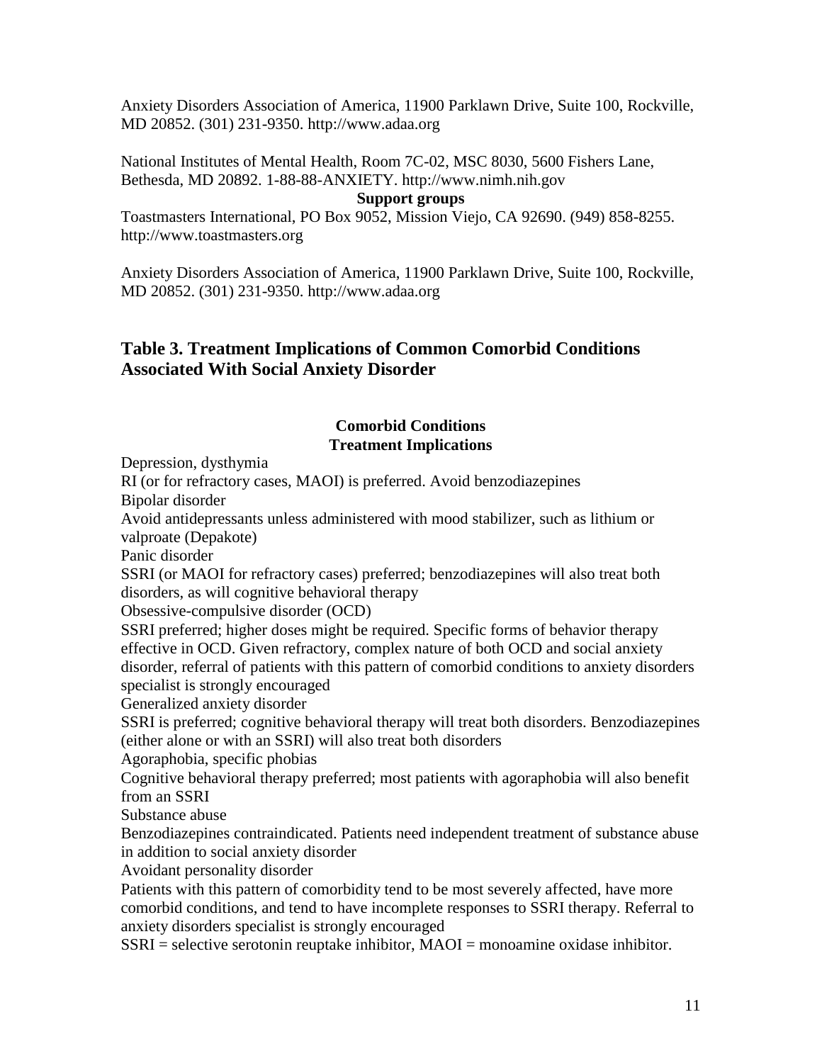Anxiety Disorders Association of America, 11900 Parklawn Drive, Suite 100, Rockville, MD 20852. (301) 231-9350. http://www.adaa.org

National Institutes of Mental Health, Room 7C-02, MSC 8030, 5600 Fishers Lane, Bethesda, MD 20892. 1-88-88-ANXIETY. http://www.nimh.nih.gov

**Support groups**

Toastmasters International, PO Box 9052, Mission Viejo, CA 92690. (949) 858-8255. http://www.toastmasters.org

Anxiety Disorders Association of America, 11900 Parklawn Drive, Suite 100, Rockville, MD 20852. (301) 231-9350. http://www.adaa.org

## Table 3. Treatment Implications of Common Comorbid Conditions Associated With Social Anxiety Disorder

| Comorbid Conditions | Treatment Implications |
|---|---|
| Depression, dysthymia | RI (or for refractory cases, MAOI) is preferred. Avoid benzodiazepines |
| Bipolar disorder | Avoid antidepressants unless administered with mood stabilizer, such as lithium or valproate (Depakote) |
| Panic disorder | SSRI (or MAOI for refractory cases) preferred; benzodiazepines will also treat both disorders, as will cognitive behavioral therapy |
| Obsessive-compulsive disorder (OCD) | SSRI preferred; higher doses might be required. Specific forms of behavior therapy effective in OCD. Given refractory, complex nature of both OCD and social anxiety disorder, referral of patients with this pattern of comorbid conditions to anxiety disorders specialist is strongly encouraged |
| Generalized anxiety disorder | SSRI is preferred; cognitive behavioral therapy will treat both disorders. Benzodiazepines (either alone or with an SSRI) will also treat both disorders |
| Agoraphobia, specific phobias | Cognitive behavioral therapy preferred; most patients with agoraphobia will also benefit from an SSRI |
| Substance abuse | Benzodiazepines contraindicated. Patients need independent treatment of substance abuse in addition to social anxiety disorder |
| Avoidant personality disorder | Patients with this pattern of comorbidity tend to be most severely affected, have more comorbid conditions, and tend to have incomplete responses to SSRI therapy. Referral to anxiety disorders specialist is strongly encouraged |

SSRI = selective serotonin reuptake inhibitor, MAOI = monoamine oxidase inhibitor.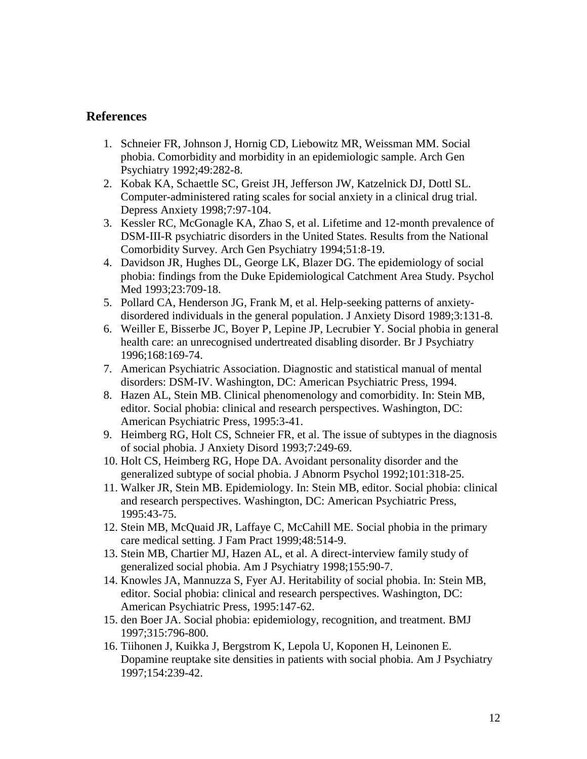## References

1. Schneier FR, Johnson J, Hornig CD, Liebowitz MR, Weissman MM. Social phobia. Comorbidity and morbidity in an epidemiologic sample. Arch Gen Psychiatry 1992;49:282-8.
2. Kobak KA, Schaettle SC, Greist JH, Jefferson JW, Katzelnick DJ, Dottl SL. Computer-administered rating scales for social anxiety in a clinical drug trial. Depress Anxiety 1998;7:97-104.
3. Kessler RC, McGonagle KA, Zhao S, et al. Lifetime and 12-month prevalence of DSM-III-R psychiatric disorders in the United States. Results from the National Comorbidity Survey. Arch Gen Psychiatry 1994;51:8-19.
4. Davidson JR, Hughes DL, George LK, Blazer DG. The epidemiology of social phobia: findings from the Duke Epidemiological Catchment Area Study. Psychol Med 1993;23:709-18.
5. Pollard CA, Henderson JG, Frank M, et al. Help-seeking patterns of anxiety-disordered individuals in the general population. J Anxiety Disord 1989;3:131-8.
6. Weiller E, Bisserbe JC, Boyer P, Lepine JP, Lecrubier Y. Social phobia in general health care: an unrecognised undertreated disabling disorder. Br J Psychiatry 1996;168:169-74.
7. American Psychiatric Association. Diagnostic and statistical manual of mental disorders: DSM-IV. Washington, DC: American Psychiatric Press, 1994.
8. Hazen AL, Stein MB. Clinical phenomenology and comorbidity. In: Stein MB, editor. Social phobia: clinical and research perspectives. Washington, DC: American Psychiatric Press, 1995:3-41.
9. Heimberg RG, Holt CS, Schneier FR, et al. The issue of subtypes in the diagnosis of social phobia. J Anxiety Disord 1993;7:249-69.
10. Holt CS, Heimberg RG, Hope DA. Avoidant personality disorder and the generalized subtype of social phobia. J Abnorm Psychol 1992;101:318-25.
11. Walker JR, Stein MB. Epidemiology. In: Stein MB, editor. Social phobia: clinical and research perspectives. Washington, DC: American Psychiatric Press, 1995:43-75.
12. Stein MB, McQuaid JR, Laffaye C, McCahill ME. Social phobia in the primary care medical setting. J Fam Pract 1999;48:514-9.
13. Stein MB, Chartier MJ, Hazen AL, et al. A direct-interview family study of generalized social phobia. Am J Psychiatry 1998;155:90-7.
14. Knowles JA, Mannuzza S, Fyer AJ. Heritability of social phobia. In: Stein MB, editor. Social phobia: clinical and research perspectives. Washington, DC: American Psychiatric Press, 1995:147-62.
15. den Boer JA. Social phobia: epidemiology, recognition, and treatment. BMJ 1997;315:796-800.
16. Tiihonen J, Kuikka J, Bergstrom K, Lepola U, Koponen H, Leinonen E. Dopamine reuptake site densities in patients with social phobia. Am J Psychiatry 1997;154:239-42.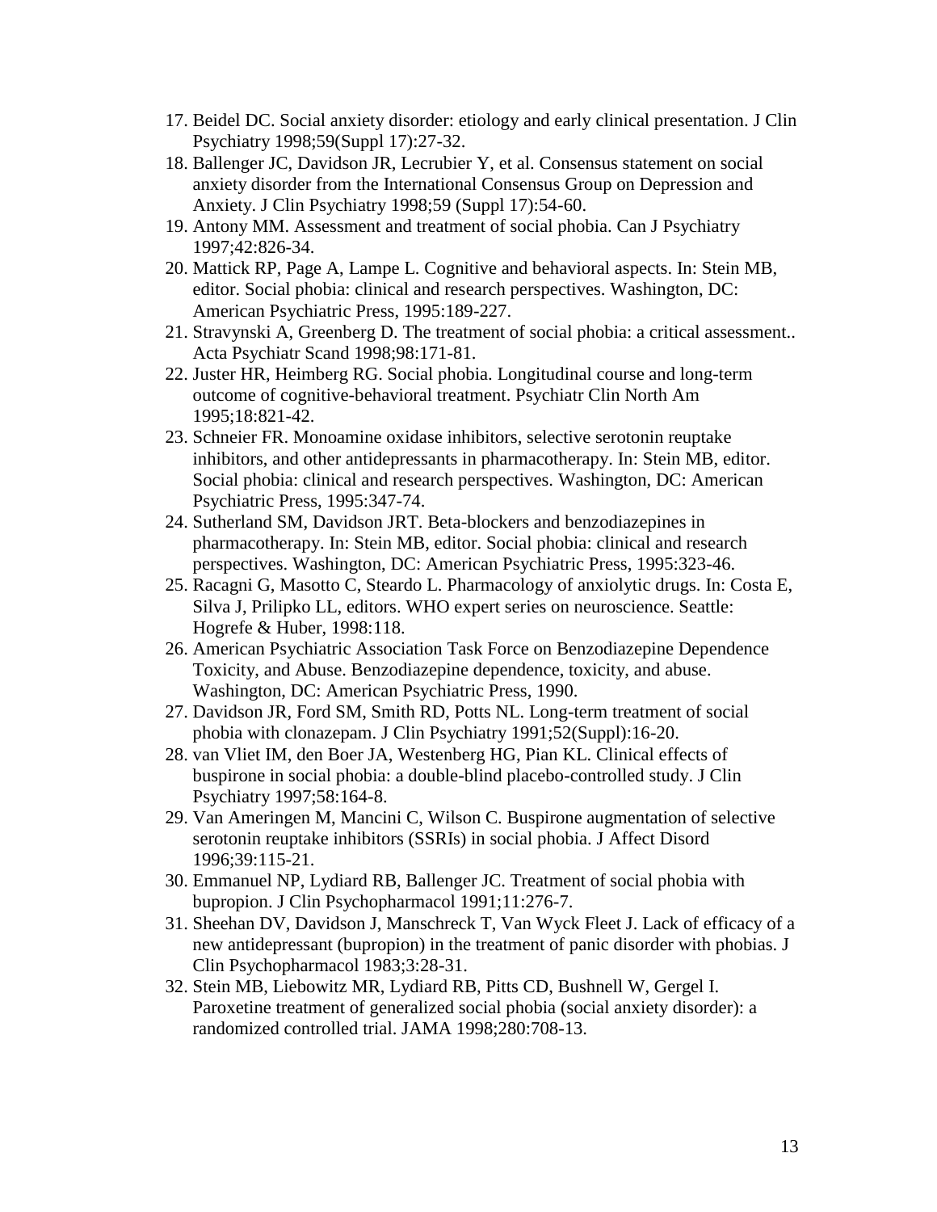17. Beidel DC. Social anxiety disorder: etiology and early clinical presentation. J Clin Psychiatry 1998;59(Suppl 17):27-32.
18. Ballenger JC, Davidson JR, Lecrubier Y, et al. Consensus statement on social anxiety disorder from the International Consensus Group on Depression and Anxiety. J Clin Psychiatry 1998;59 (Suppl 17):54-60.
19. Antony MM. Assessment and treatment of social phobia. Can J Psychiatry 1997;42:826-34.
20. Mattick RP, Page A, Lampe L. Cognitive and behavioral aspects. In: Stein MB, editor. Social phobia: clinical and research perspectives. Washington, DC: American Psychiatric Press, 1995:189-227.
21. Stravynski A, Greenberg D. The treatment of social phobia: a critical assessment.. Acta Psychiatr Scand 1998;98:171-81.
22. Juster HR, Heimberg RG. Social phobia. Longitudinal course and long-term outcome of cognitive-behavioral treatment. Psychiatr Clin North Am 1995;18:821-42.
23. Schneier FR. Monoamine oxidase inhibitors, selective serotonin reuptake inhibitors, and other antidepressants in pharmacotherapy. In: Stein MB, editor. Social phobia: clinical and research perspectives. Washington, DC: American Psychiatric Press, 1995:347-74.
24. Sutherland SM, Davidson JRT. Beta-blockers and benzodiazepines in pharmacotherapy. In: Stein MB, editor. Social phobia: clinical and research perspectives. Washington, DC: American Psychiatric Press, 1995:323-46.
25. Racagni G, Masotto C, Steardo L. Pharmacology of anxiolytic drugs. In: Costa E, Silva J, Prilipko LL, editors. WHO expert series on neuroscience. Seattle: Hogrefe & Huber, 1998:118.
26. American Psychiatric Association Task Force on Benzodiazepine Dependence Toxicity, and Abuse. Benzodiazepine dependence, toxicity, and abuse. Washington, DC: American Psychiatric Press, 1990.
27. Davidson JR, Ford SM, Smith RD, Potts NL. Long-term treatment of social phobia with clonazepam. J Clin Psychiatry 1991;52(Suppl):16-20.
28. van Vliet IM, den Boer JA, Westenberg HG, Pian KL. Clinical effects of buspirone in social phobia: a double-blind placebo-controlled study. J Clin Psychiatry 1997;58:164-8.
29. Van Ameringen M, Mancini C, Wilson C. Buspirone augmentation of selective serotonin reuptake inhibitors (SSRIs) in social phobia. J Affect Disord 1996;39:115-21.
30. Emmanuel NP, Lydiard RB, Ballenger JC. Treatment of social phobia with bupropion. J Clin Psychopharmacol 1991;11:276-7.
31. Sheehan DV, Davidson J, Manschreck T, Van Wyck Fleet J. Lack of efficacy of a new antidepressant (bupropion) in the treatment of panic disorder with phobias. J Clin Psychopharmacol 1983;3:28-31.
32. Stein MB, Liebowitz MR, Lydiard RB, Pitts CD, Bushnell W, Gergel I. Paroxetine treatment of generalized social phobia (social anxiety disorder): a randomized controlled trial. JAMA 1998;280:708-13.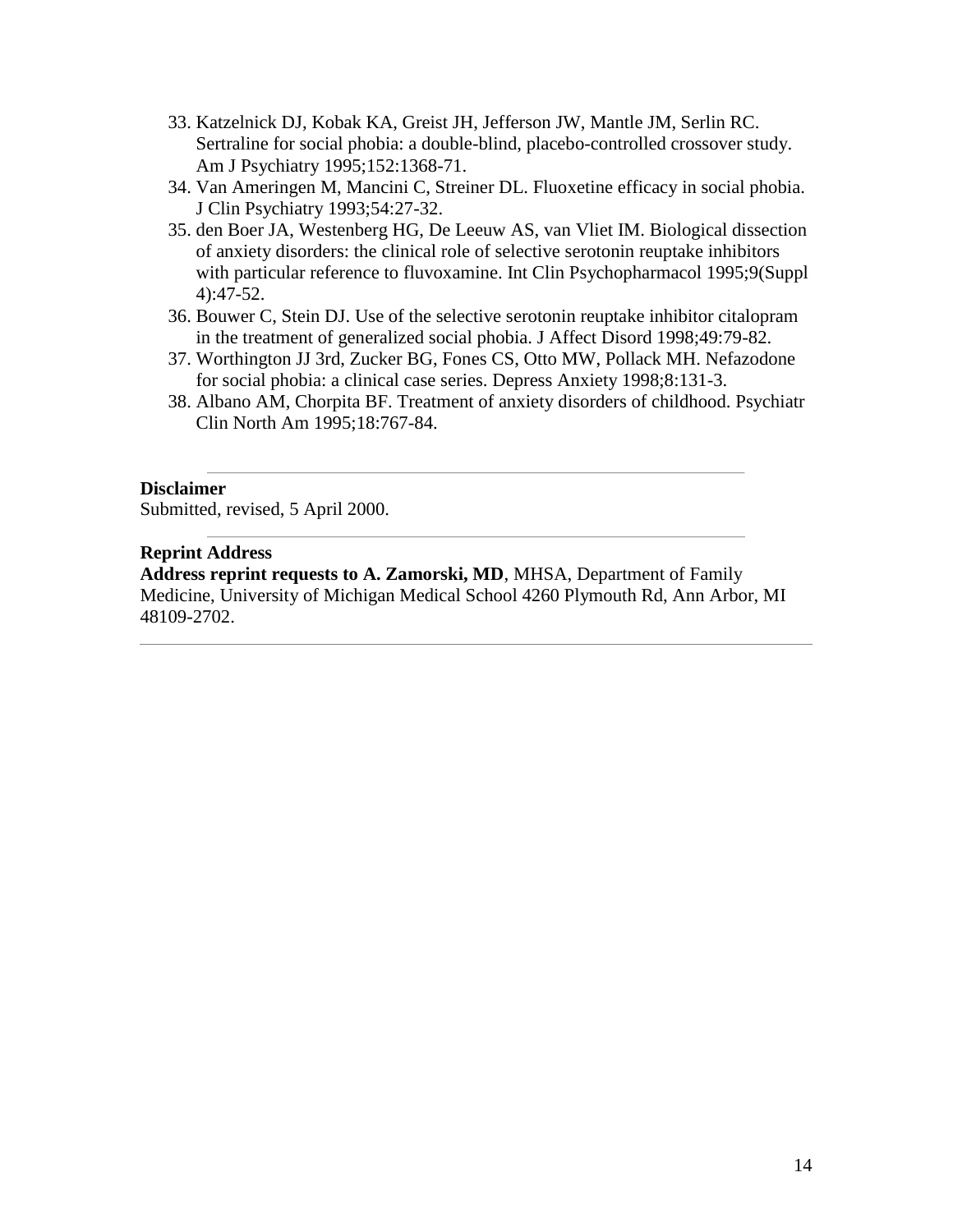33. Katzelnick DJ, Kobak KA, Greist JH, Jefferson JW, Mantle JM, Serlin RC. Sertraline for social phobia: a double-blind, placebo-controlled crossover study. Am J Psychiatry 1995;152:1368-71.
34. Van Ameringen M, Mancini C, Streiner DL. Fluoxetine efficacy in social phobia. J Clin Psychiatry 1993;54:27-32.
35. den Boer JA, Westenberg HG, De Leeuw AS, van Vliet IM. Biological dissection of anxiety disorders: the clinical role of selective serotonin reuptake inhibitors with particular reference to fluvoxamine. Int Clin Psychopharmacol 1995;9(Suppl 4):47-52.
36. Bouwer C, Stein DJ. Use of the selective serotonin reuptake inhibitor citalopram in the treatment of generalized social phobia. J Affect Disord 1998;49:79-82.
37. Worthington JJ 3rd, Zucker BG, Fones CS, Otto MW, Pollack MH. Nefazodone for social phobia: a clinical case series. Depress Anxiety 1998;8:131-3.
38. Albano AM, Chorpita BF. Treatment of anxiety disorders of childhood. Psychiatr Clin North Am 1995;18:767-84.

---

**Disclaimer**
Submitted, revised, 5 April 2000.

---

**Reprint Address**
**Address reprint requests to A. Zamorski, MD**, MHSA, Department of Family Medicine, University of Michigan Medical School 4260 Plymouth Rd, Ann Arbor, MI 48109-2702.

---